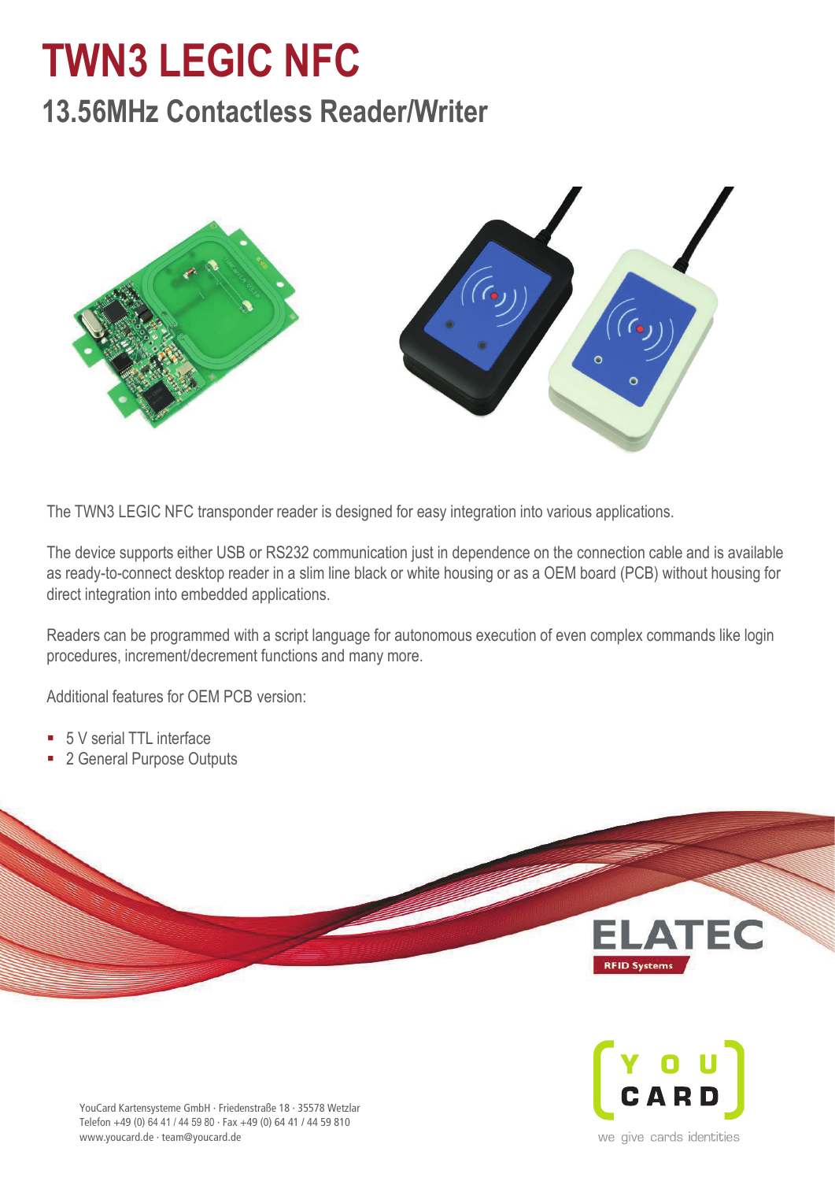# TWN3 LEGIC NFC

## 13.56MHz Contactless Reader/Writer

The TWN3 LEGIC NFC transponder reader is designed for easy integration into various applications.

The device supports either USB or RS232 communication just in dependence on the connection cable and is available as ready-to-connect desktop reader in a slim line black or white housing or as a OEM board (PCB) without housing for direct integration into embedded applications.

Readers can be programmed with a script language for autonomous execution of even complex commands like login procedures, increment/decrement functions and many more.

Additional features for OEM PCB version:

- 5 V serial TTL interface
- 2 General Purpose Outputs

ELATEC
RFID Systems

YOU CARD
we give cards identities

YouCard Kartensysteme GmbH · Friedenstraße 18 · 35578 Wetzlar
Telefon +49 (0) 64 41 / 44 59 80 · Fax +49 (0) 64 41 / 44 59 810
www.youcard.de · team@youcard.de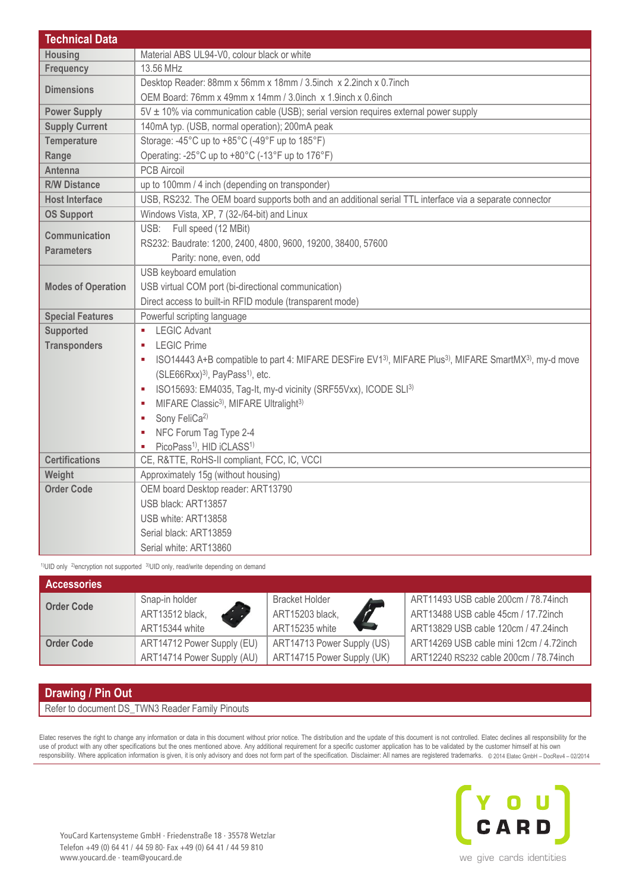## Technical Data

| | |
|---|---|
| **Housing** | Material ABS UL94-V0, colour black or white |
| **Frequency** | 13.56 MHz |
| **Dimensions** | Desktop Reader: 88mm x 56mm x 18mm / 3.5inch x 2.2inch x 0.7inch<br>OEM Board: 76mm x 49mm x 14mm / 3.0inch x 1.9inch x 0.6inch |
| **Power Supply** | 5V ± 10% via communication cable (USB); serial version requires external power supply |
| **Supply Current** | 140mA typ. (USB, normal operation); 200mA peak |
| **Temperature Range** | Storage: -45°C up to +85°C (-49°F up to 185°F)<br>Operating: -25°C up to +80°C (-13°F up to 176°F) |
| **Antenna** | PCB Aircoil |
| **R/W Distance** | up to 100mm / 4 inch (depending on transponder) |
| **Host Interface** | USB, RS232. The OEM board supports both and an additional serial TTL interface via a separate connector |
| **OS Support** | Windows Vista, XP, 7 (32-/64-bit) and Linux |
| **Communication Parameters** | USB: Full speed (12 MBit)<br>RS232: Baudrate: 1200, 2400, 4800, 9600, 19200, 38400, 57600<br>Parity: none, even, odd |
| **Modes of Operation** | USB keyboard emulation<br>USB virtual COM port (bi-directional communication)<br>Direct access to built-in RFID module (transparent mode) |
| **Special Features** | Powerful scripting language |
| **Supported Transponders** | ▪ LEGIC Advant<br>▪ LEGIC Prime<br>▪ ISO14443 A+B compatible to part 4: MIFARE DESFire EV1[3], MIFARE Plus[3], MIFARE SmartMX[3], my-d move (SLE66Rxx)[3], PayPass[1], etc.<br>▪ ISO15693: EM4035, Tag-It, my-d vicinity (SRF55Vxx), ICODE SLI[3]<br>▪ MIFARE Classic[3], MIFARE Ultralight[3]<br>▪ Sony FeliCa[2]<br>▪ NFC Forum Tag Type 2-4<br>▪ PicoPass[1], HID iCLASS[1] |
| **Certifications** | CE, R&TTE, RoHS-II compliant, FCC, IC, VCCI |
| **Weight** | Approximately 15g (without housing) |
| **Order Code** | OEM board Desktop reader: ART13790<br>USB black: ART13857<br>USB white: ART13858<br>Serial black: ART13859<br>Serial white: ART13860 |

[1]UID only [2]encryption not supported [3]UID only, read/write depending on demand

## Accessories

| | | | |
|---|---|---|---|
| **Order Code** | Snap-in holder<br>ART13512 black,<br>ART15344 white | Bracket Holder<br>ART15203 black,<br>ART15235 white | ART11493 USB cable 200cm / 78.74inch<br>ART13488 USB cable 45cm / 17.72inch<br>ART13829 USB cable 120cm / 47.24inch |
| **Order Code** | ART14712 Power Supply (EU)<br>ART14714 Power Supply (AU) | ART14713 Power Supply (US)<br>ART14715 Power Supply (UK) | ART14269 USB cable mini 12cm / 4.72inch<br>ART12240 RS232 cable 200cm / 78.74inch |

## Drawing / Pin Out

Refer to document DS_TWN3 Reader Family Pinouts

Elatec reserves the right to change any information or data in this document without prior notice. The distribution and the update of this document is not controlled. Elatec declines all responsibility for the use of product with any other specifications but the ones mentioned above. Any additional requirement for a specific customer application has to be validated by the customer himself at his own responsibility. Where application information is given, it is only advisory and does not form part of the specification. Disclaimer: All names are registered trademarks. © 2014 Elatec GmbH – DocRev4 – 02/2014

YouCard Kartensysteme GmbH · Friedenstraße 18 · 35578 Wetzlar
Telefon +49 (0) 64 41 / 44 59 80· Fax +49 (0) 64 41 / 44 59 810
www.youcard.de · team@youcard.de

YOU CARD
we give cards identities